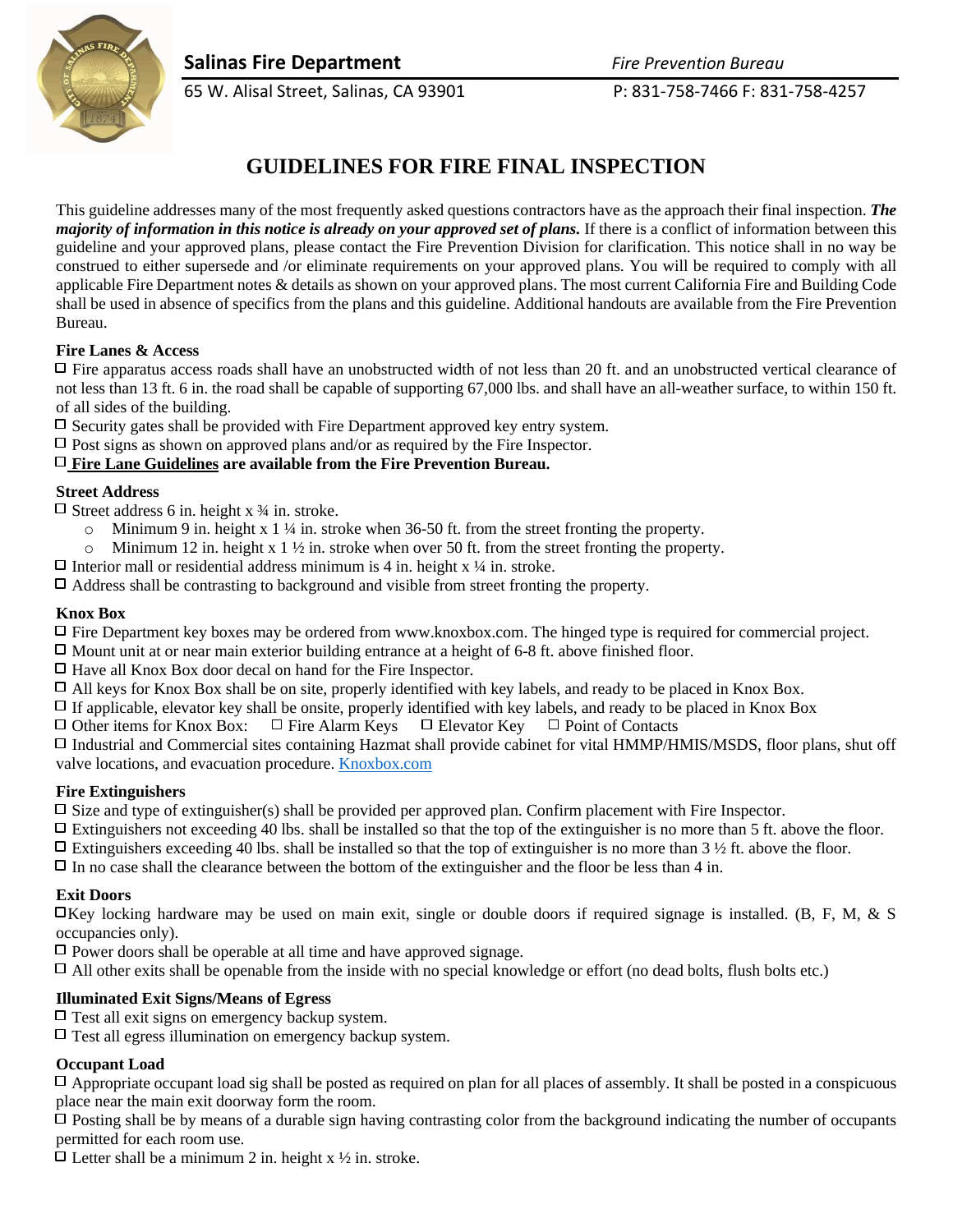**Salinas Fire Department** *Fire Prevention Bureau*

65 W. Alisal Street, Salinas, CA 93901 P: 831-758-7466 F: 831-758-4257

# GUIDELINES FOR FIRE FINAL INSPECTION

This guideline addresses many of the most frequently asked questions contractors have as the approach their final inspection. ***The majority of information in this notice is already on your approved set of plans.*** If there is a conflict of information between this guideline and your approved plans, please contact the Fire Prevention Division for clarification. This notice shall in no way be construed to either supersede and /or eliminate requirements on your approved plans. You will be required to comply with all applicable Fire Department notes & details as shown on your approved plans. The most current California Fire and Building Code shall be used in absence of specifics from the plans and this guideline. Additional handouts are available from the Fire Prevention Bureau.

### Fire Lanes & Access

- ☐ Fire apparatus access roads shall have an unobstructed width of not less than 20 ft. and an unobstructed vertical clearance of not less than 13 ft. 6 in. the road shall be capable of supporting 67,000 lbs. and shall have an all-weather surface, to within 150 ft. of all sides of the building.
- ☐ Security gates shall be provided with Fire Department approved key entry system.
- ☐ Post signs as shown on approved plans and/or as required by the Fire Inspector.
- ☐ **<u>Fire Lane Guidelines</u> are available from the Fire Prevention Bureau.**

### Street Address

- ☐ Street address 6 in. height x ¾ in. stroke.
  - Minimum 9 in. height x 1 ¼ in. stroke when 36-50 ft. from the street fronting the property.
  - Minimum 12 in. height x 1 ½ in. stroke when over 50 ft. from the street fronting the property.
- ☐ Interior mall or residential address minimum is 4 in. height x ¼ in. stroke.
- ☐ Address shall be contrasting to background and visible from street fronting the property.

### Knox Box

- ☐ Fire Department key boxes may be ordered from www.knoxbox.com. The hinged type is required for commercial project.
- ☐ Mount unit at or near main exterior building entrance at a height of 6-8 ft. above finished floor.
- ☐ Have all Knox Box door decal on hand for the Fire Inspector.
- ☐ All keys for Knox Box shall be on site, properly identified with key labels, and ready to be placed in Knox Box.
- ☐ If applicable, elevator key shall be onsite, properly identified with key labels, and ready to be placed in Knox Box
- ☐ Other items for Knox Box: ☐ Fire Alarm Keys ☐ Elevator Key ☐ Point of Contacts
- ☐ Industrial and Commercial sites containing Hazmat shall provide cabinet for vital HMMP/HMIS/MSDS, floor plans, shut off valve locations, and evacuation procedure. Knoxbox.com

### Fire Extinguishers

- ☐ Size and type of extinguisher(s) shall be provided per approved plan. Confirm placement with Fire Inspector.
- ☐ Extinguishers not exceeding 40 lbs. shall be installed so that the top of the extinguisher is no more than 5 ft. above the floor.
- ☐ Extinguishers exceeding 40 lbs. shall be installed so that the top of extinguisher is no more than 3 ½ ft. above the floor.
- ☐ In no case shall the clearance between the bottom of the extinguisher and the floor be less than 4 in.

### Exit Doors

- ☐ Key locking hardware may be used on main exit, single or double doors if required signage is installed. (B, F, M, & S occupancies only).
- ☐ Power doors shall be operable at all time and have approved signage.
- ☐ All other exits shall be openable from the inside with no special knowledge or effort (no dead bolts, flush bolts etc.)

### Illuminated Exit Signs/Means of Egress

- ☐ Test all exit signs on emergency backup system.
- ☐ Test all egress illumination on emergency backup system.

### Occupant Load

- ☐ Appropriate occupant load sig shall be posted as required on plan for all places of assembly. It shall be posted in a conspicuous place near the main exit doorway form the room.
- ☐ Posting shall be by means of a durable sign having contrasting color from the background indicating the number of occupants permitted for each room use.
- ☐ Letter shall be a minimum 2 in. height x ½ in. stroke.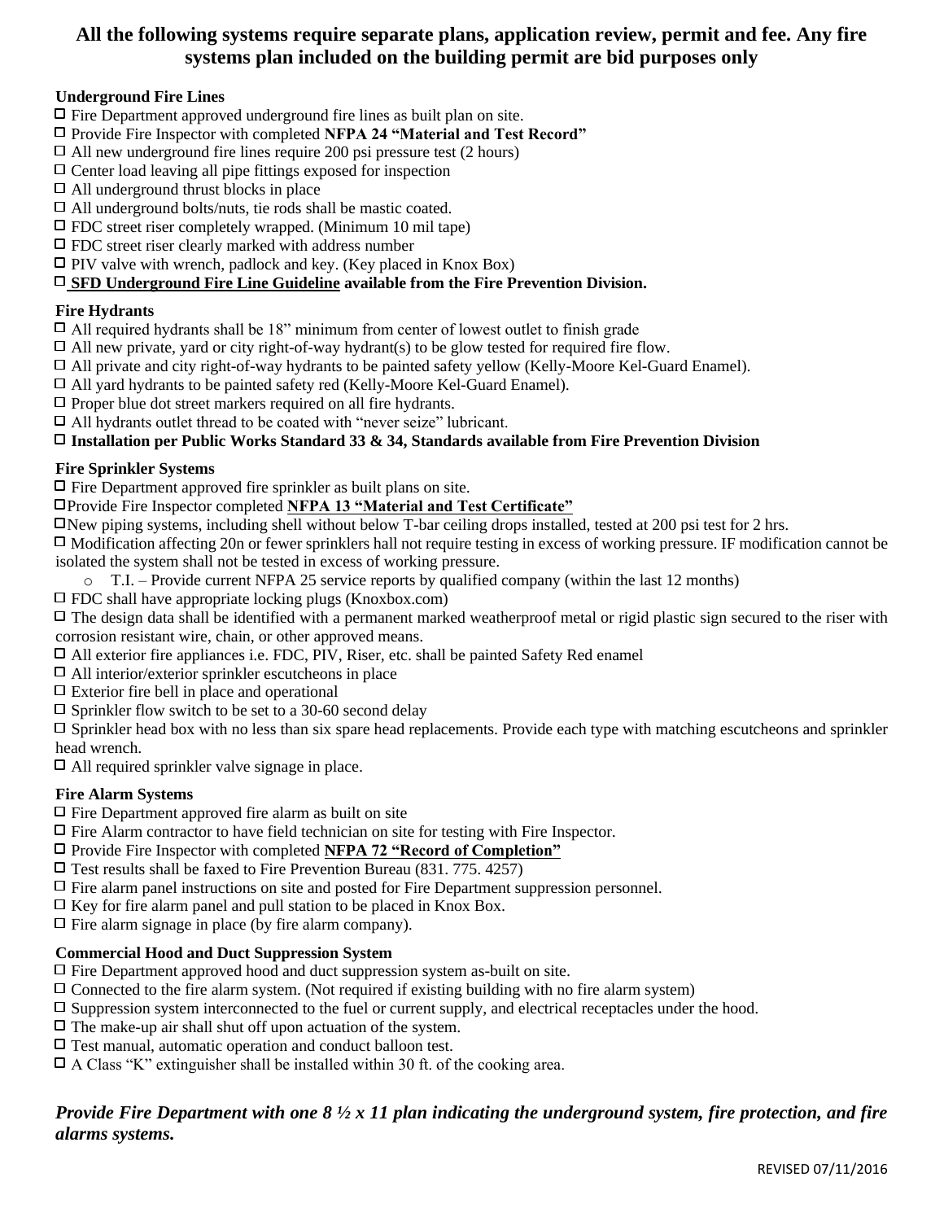## All the following systems require separate plans, application review, permit and fee. Any fire systems plan included on the building permit are bid purposes only

### Underground Fire Lines

- ☐ Fire Department approved underground fire lines as built plan on site.
- ☐ Provide Fire Inspector with completed **NFPA 24 "Material and Test Record"**
- ☐ All new underground fire lines require 200 psi pressure test (2 hours)
- ☐ Center load leaving all pipe fittings exposed for inspection
- ☐ All underground thrust blocks in place
- ☐ All underground bolts/nuts, tie rods shall be mastic coated.
- ☐ FDC street riser completely wrapped. (Minimum 10 mil tape)
- ☐ FDC street riser clearly marked with address number
- ☐ PIV valve with wrench, padlock and key. (Key placed in Knox Box)
- ☐ **SFD Underground Fire Line Guideline available from the Fire Prevention Division.**

### Fire Hydrants

- ☐ All required hydrants shall be 18" minimum from center of lowest outlet to finish grade
- ☐ All new private, yard or city right-of-way hydrant(s) to be glow tested for required fire flow.
- ☐ All private and city right-of-way hydrants to be painted safety yellow (Kelly-Moore Kel-Guard Enamel).
- ☐ All yard hydrants to be painted safety red (Kelly-Moore Kel-Guard Enamel).
- ☐ Proper blue dot street markers required on all fire hydrants.
- ☐ All hydrants outlet thread to be coated with "never seize" lubricant.
- ☐ **Installation per Public Works Standard 33 & 34, Standards available from Fire Prevention Division**

### Fire Sprinkler Systems

- ☐ Fire Department approved fire sprinkler as built plans on site.
- ☐ Provide Fire Inspector completed **NFPA 13 "Material and Test Certificate"**
- ☐ New piping systems, including shell without below T-bar ceiling drops installed, tested at 200 psi test for 2 hrs.
- ☐ Modification affecting 20n or fewer sprinklers hall not require testing in excess of working pressure. IF modification cannot be isolated the system shall not be tested in excess of working pressure.
  - T.I. – Provide current NFPA 25 service reports by qualified company (within the last 12 months)
- ☐ FDC shall have appropriate locking plugs (Knoxbox.com)
- ☐ The design data shall be identified with a permanent marked weatherproof metal or rigid plastic sign secured to the riser with corrosion resistant wire, chain, or other approved means.
- ☐ All exterior fire appliances i.e. FDC, PIV, Riser, etc. shall be painted Safety Red enamel
- ☐ All interior/exterior sprinkler escutcheons in place
- ☐ Exterior fire bell in place and operational
- ☐ Sprinkler flow switch to be set to a 30-60 second delay
- ☐ Sprinkler head box with no less than six spare head replacements. Provide each type with matching escutcheons and sprinkler head wrench.
- ☐ All required sprinkler valve signage in place.

### Fire Alarm Systems

- ☐ Fire Department approved fire alarm as built on site
- ☐ Fire Alarm contractor to have field technician on site for testing with Fire Inspector.
- ☐ Provide Fire Inspector with completed **NFPA 72 "Record of Completion"**
- ☐ Test results shall be faxed to Fire Prevention Bureau (831. 775. 4257)
- ☐ Fire alarm panel instructions on site and posted for Fire Department suppression personnel.
- ☐ Key for fire alarm panel and pull station to be placed in Knox Box.
- ☐ Fire alarm signage in place (by fire alarm company).

### Commercial Hood and Duct Suppression System

- ☐ Fire Department approved hood and duct suppression system as-built on site.
- ☐ Connected to the fire alarm system. (Not required if existing building with no fire alarm system)
- ☐ Suppression system interconnected to the fuel or current supply, and electrical receptacles under the hood.
- ☐ The make-up air shall shut off upon actuation of the system.
- ☐ Test manual, automatic operation and conduct balloon test.
- ☐ A Class "K" extinguisher shall be installed within 30 ft. of the cooking area.

***Provide Fire Department with one 8 ½ x 11 plan indicating the underground system, fire protection, and fire alarms systems.***

REVISED 07/11/2016